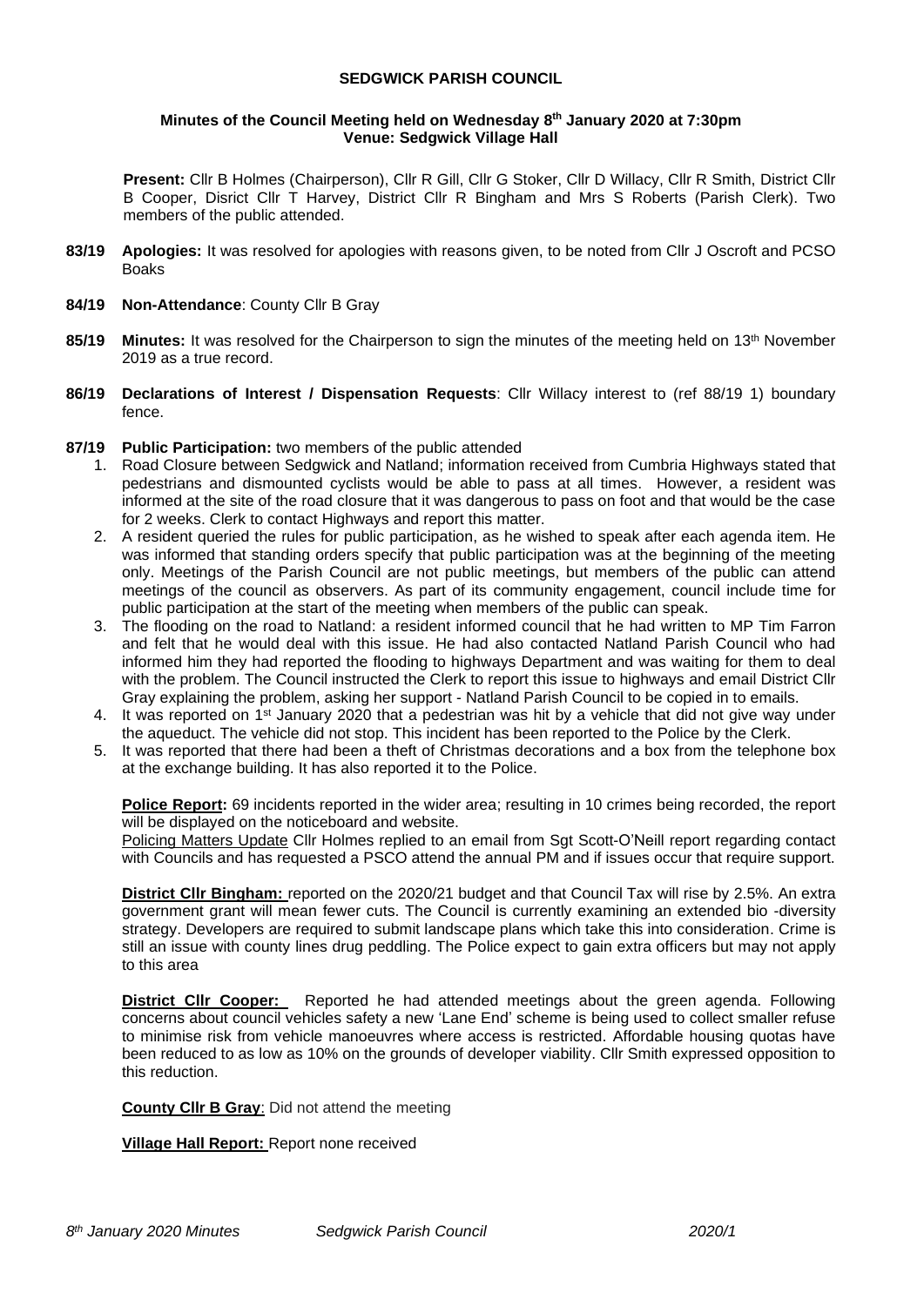**SEDGWICK PARISH COUNCIL**

**Minutes of the Council Meeting held on Wednesday 8th January 2020 at 7:30pm**
**Venue: Sedgwick Village Hall**

**Present:** Cllr B Holmes (Chairperson), Cllr R Gill, Cllr G Stoker, Cllr D Willacy, Cllr R Smith, District Cllr B Cooper, Disrict Cllr T Harvey, District Cllr R Bingham and Mrs S Roberts (Parish Clerk). Two members of the public attended.

**83/19 Apologies:** It was resolved for apologies with reasons given, to be noted from Cllr J Oscroft and PCSO Boaks

**84/19 Non-Attendance**: County Cllr B Gray

**85/19 Minutes:** It was resolved for the Chairperson to sign the minutes of the meeting held on 13th November 2019 as a true record.

**86/19 Declarations of Interest / Dispensation Requests**: Cllr Willacy interest to (ref 88/19 1) boundary fence.

**87/19 Public Participation:** two members of the public attended

1. Road Closure between Sedgwick and Natland; information received from Cumbria Highways stated that pedestrians and dismounted cyclists would be able to pass at all times. However, a resident was informed at the site of the road closure that it was dangerous to pass on foot and that would be the case for 2 weeks. Clerk to contact Highways and report this matter.
2. A resident queried the rules for public participation, as he wished to speak after each agenda item. He was informed that standing orders specify that public participation was at the beginning of the meeting only. Meetings of the Parish Council are not public meetings, but members of the public can attend meetings of the council as observers. As part of its community engagement, council include time for public participation at the start of the meeting when members of the public can speak.
3. The flooding on the road to Natland: a resident informed council that he had written to MP Tim Farron and felt that he would deal with this issue. He had also contacted Natland Parish Council who had informed him they had reported the flooding to highways Department and was waiting for them to deal with the problem. The Council instructed the Clerk to report this issue to highways and email District Cllr Gray explaining the problem, asking her support - Natland Parish Council to be copied in to emails.
4. It was reported on 1st January 2020 that a pedestrian was hit by a vehicle that did not give way under the aqueduct. The vehicle did not stop. This incident has been reported to the Police by the Clerk.
5. It was reported that there had been a theft of Christmas decorations and a box from the telephone box at the exchange building. It has also reported it to the Police.

**Police Report:** 69 incidents reported in the wider area; resulting in 10 crimes being recorded, the report will be displayed on the noticeboard and website.

Policing Matters Update Cllr Holmes replied to an email from Sgt Scott-O'Neill report regarding contact with Councils and has requested a PSCO attend the annual PM and if issues occur that require support.

**District Cllr Bingham:** reported on the 2020/21 budget and that Council Tax will rise by 2.5%. An extra government grant will mean fewer cuts. The Council is currently examining an extended bio -diversity strategy. Developers are required to submit landscape plans which take this into consideration. Crime is still an issue with county lines drug peddling. The Police expect to gain extra officers but may not apply to this area

**District Cllr Cooper:** Reported he had attended meetings about the green agenda. Following concerns about council vehicles safety a new 'Lane End' scheme is being used to collect smaller refuse to minimise risk from vehicle manoeuvres where access is restricted. Affordable housing quotas have been reduced to as low as 10% on the grounds of developer viability. Cllr Smith expressed opposition to this reduction.

**County Cllr B Gray**: Did not attend the meeting

**Village Hall Report:** Report none received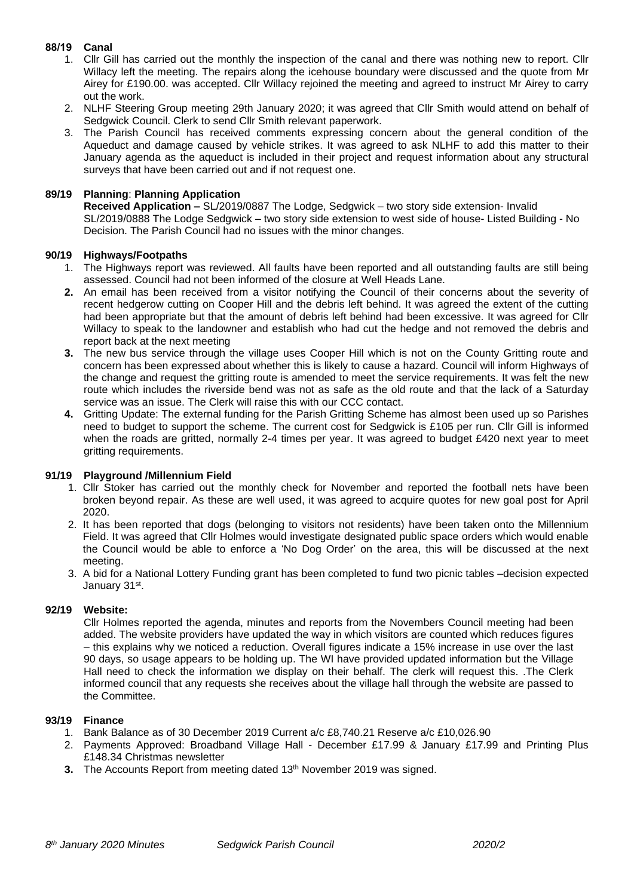**88/19 Canal**

1. Cllr Gill has carried out the monthly the inspection of the canal and there was nothing new to report. Cllr Willacy left the meeting. The repairs along the icehouse boundary were discussed and the quote from Mr Airey for £190.00. was accepted. Cllr Willacy rejoined the meeting and agreed to instruct Mr Airey to carry out the work.
2. NLHF Steering Group meeting 29th January 2020; it was agreed that Cllr Smith would attend on behalf of Sedgwick Council. Clerk to send Cllr Smith relevant paperwork.
3. The Parish Council has received comments expressing concern about the general condition of the Aqueduct and damage caused by vehicle strikes. It was agreed to ask NLHF to add this matter to their January agenda as the aqueduct is included in their project and request information about any structural surveys that have been carried out and if not request one.

**89/19 Planning**: **Planning Application**

**Received Application –** SL/2019/0887 The Lodge, Sedgwick – two story side extension- Invalid
SL/2019/0888 The Lodge Sedgwick – two story side extension to west side of house- Listed Building - No Decision. The Parish Council had no issues with the minor changes.

**90/19 Highways/Footpaths**

1. The Highways report was reviewed. All faults have been reported and all outstanding faults are still being assessed. Council had not been informed of the closure at Well Heads Lane.
2. An email has been received from a visitor notifying the Council of their concerns about the severity of recent hedgerow cutting on Cooper Hill and the debris left behind. It was agreed the extent of the cutting had been appropriate but that the amount of debris left behind had been excessive. It was agreed for Cllr Willacy to speak to the landowner and establish who had cut the hedge and not removed the debris and report back at the next meeting
3. The new bus service through the village uses Cooper Hill which is not on the County Gritting route and concern has been expressed about whether this is likely to cause a hazard. Council will inform Highways of the change and request the gritting route is amended to meet the service requirements. It was felt the new route which includes the riverside bend was not as safe as the old route and that the lack of a Saturday service was an issue. The Clerk will raise this with our CCC contact.
4. Gritting Update: The external funding for the Parish Gritting Scheme has almost been used up so Parishes need to budget to support the scheme. The current cost for Sedgwick is £105 per run. Cllr Gill is informed when the roads are gritted, normally 2-4 times per year. It was agreed to budget £420 next year to meet gritting requirements.

**91/19 Playground /Millennium Field**

1. Cllr Stoker has carried out the monthly check for November and reported the football nets have been broken beyond repair. As these are well used, it was agreed to acquire quotes for new goal post for April 2020.
2. It has been reported that dogs (belonging to visitors not residents) have been taken onto the Millennium Field. It was agreed that Cllr Holmes would investigate designated public space orders which would enable the Council would be able to enforce a 'No Dog Order' on the area, this will be discussed at the next meeting.
3. A bid for a National Lottery Funding grant has been completed to fund two picnic tables –decision expected January 31st.

**92/19 Website:**

Cllr Holmes reported the agenda, minutes and reports from the Novembers Council meeting had been added. The website providers have updated the way in which visitors are counted which reduces figures – this explains why we noticed a reduction. Overall figures indicate a 15% increase in use over the last 90 days, so usage appears to be holding up. The WI have provided updated information but the Village Hall need to check the information we display on their behalf. The clerk will request this. .The Clerk informed council that any requests she receives about the village hall through the website are passed to the Committee.

**93/19 Finance**

1. Bank Balance as of 30 December 2019 Current a/c £8,740.21 Reserve a/c £10,026.90
2. Payments Approved: Broadband Village Hall - December £17.99 & January £17.99 and Printing Plus £148.34 Christmas newsletter
3. The Accounts Report from meeting dated 13th November 2019 was signed.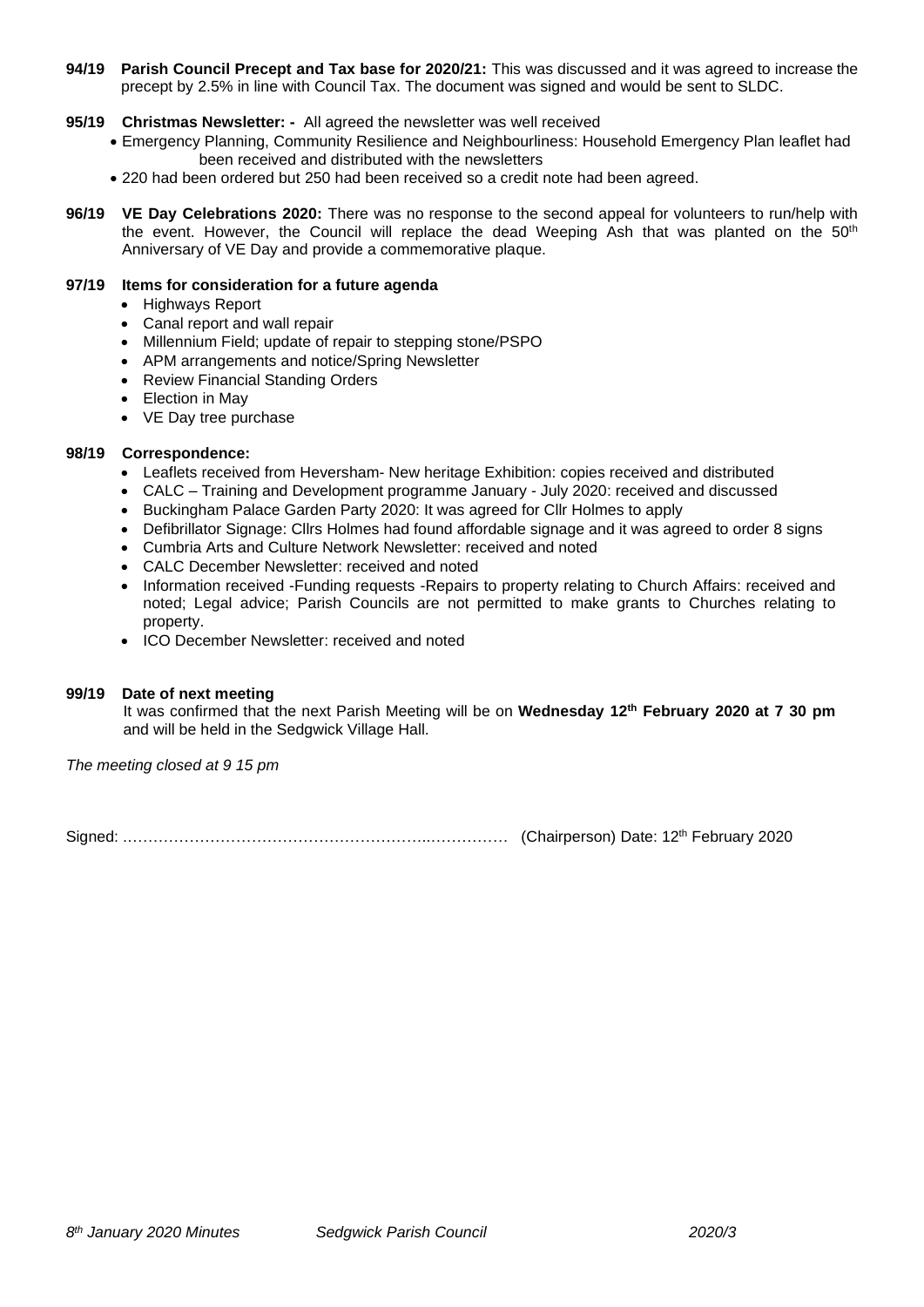**94/19 Parish Council Precept and Tax base for 2020/21:** This was discussed and it was agreed to increase the precept by 2.5% in line with Council Tax. The document was signed and would be sent to SLDC.

**95/19 Christmas Newsletter: -** All agreed the newsletter was well received

- Emergency Planning, Community Resilience and Neighbourliness: Household Emergency Plan leaflet had been received and distributed with the newsletters
- 220 had been ordered but 250 had been received so a credit note had been agreed.

**96/19 VE Day Celebrations 2020:** There was no response to the second appeal for volunteers to run/help with the event. However, the Council will replace the dead Weeping Ash that was planted on the 50th Anniversary of VE Day and provide a commemorative plaque.

**97/19 Items for consideration for a future agenda**

- Highways Report
- Canal report and wall repair
- Millennium Field; update of repair to stepping stone/PSPO
- APM arrangements and notice/Spring Newsletter
- Review Financial Standing Orders
- Election in May
- VE Day tree purchase

**98/19 Correspondence:**

- Leaflets received from Heversham- New heritage Exhibition: copies received and distributed
- CALC – Training and Development programme January - July 2020: received and discussed
- Buckingham Palace Garden Party 2020: It was agreed for Cllr Holmes to apply
- Defibrillator Signage: Cllrs Holmes had found affordable signage and it was agreed to order 8 signs
- Cumbria Arts and Culture Network Newsletter: received and noted
- CALC December Newsletter: received and noted
- Information received -Funding requests -Repairs to property relating to Church Affairs: received and noted; Legal advice; Parish Councils are not permitted to make grants to Churches relating to property.
- ICO December Newsletter: received and noted

**99/19 Date of next meeting**

It was confirmed that the next Parish Meeting will be on **Wednesday 12th February 2020 at 7 30 pm** and will be held in the Sedgwick Village Hall.

*The meeting closed at 9 15 pm*

Signed: ……………………………………………………..…………… (Chairperson) Date: 12th February 2020